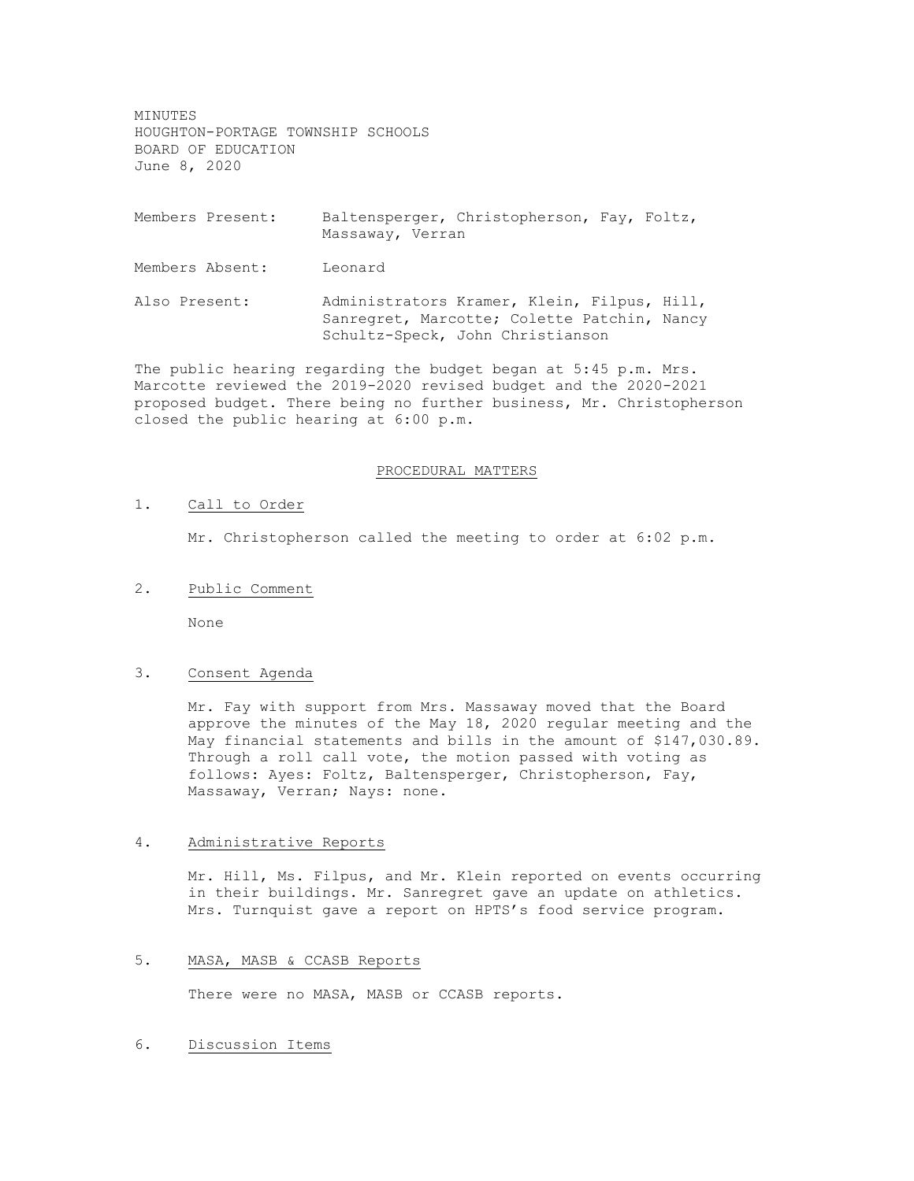MINUTES
HOUGHTON-PORTAGE TOWNSHIP SCHOOLS
BOARD OF EDUCATION
June 8, 2020

| | |
|---|---|
| Members Present: | Baltensperger, Christopherson, Fay, Foltz, Massaway, Verran |
| Members Absent: | Leonard |
| Also Present: | Administrators Kramer, Klein, Filpus, Hill, Sanregret, Marcotte; Colette Patchin, Nancy Schultz-Speck, John Christianson |

The public hearing regarding the budget began at 5:45 p.m. Mrs. Marcotte reviewed the 2019-2020 revised budget and the 2020-2021 proposed budget. There being no further business, Mr. Christopherson closed the public hearing at 6:00 p.m.

## PROCEDURAL MATTERS

1. Call to Order

   Mr. Christopherson called the meeting to order at 6:02 p.m.

2. Public Comment

   None

3. Consent Agenda

   Mr. Fay with support from Mrs. Massaway moved that the Board approve the minutes of the May 18, 2020 regular meeting and the May financial statements and bills in the amount of $147,030.89. Through a roll call vote, the motion passed with voting as follows: Ayes: Foltz, Baltensperger, Christopherson, Fay, Massaway, Verran; Nays: none.

4. Administrative Reports

   Mr. Hill, Ms. Filpus, and Mr. Klein reported on events occurring in their buildings. Mr. Sanregret gave an update on athletics. Mrs. Turnquist gave a report on HPTS's food service program.

5. MASA, MASB & CCASB Reports

   There were no MASA, MASB or CCASB reports.

6. Discussion Items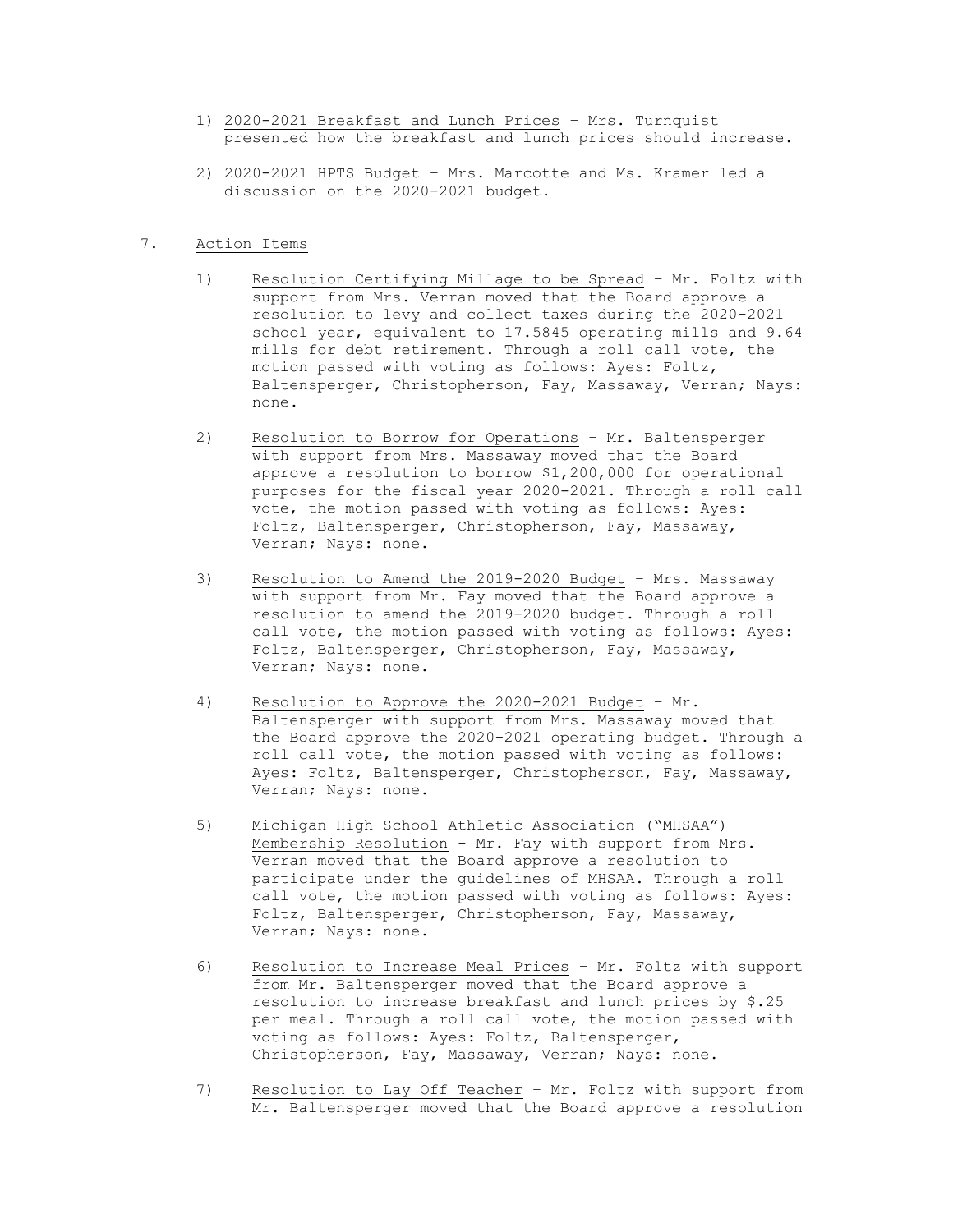1) 2020-2021 Breakfast and Lunch Prices – Mrs. Turnquist presented how the breakfast and lunch prices should increase.

2) 2020-2021 HPTS Budget – Mrs. Marcotte and Ms. Kramer led a discussion on the 2020-2021 budget.

7. Action Items

1) Resolution Certifying Millage to be Spread – Mr. Foltz with support from Mrs. Verran moved that the Board approve a resolution to levy and collect taxes during the 2020-2021 school year, equivalent to 17.5845 operating mills and 9.64 mills for debt retirement. Through a roll call vote, the motion passed with voting as follows: Ayes: Foltz, Baltensperger, Christopherson, Fay, Massaway, Verran; Nays: none.

2) Resolution to Borrow for Operations – Mr. Baltensperger with support from Mrs. Massaway moved that the Board approve a resolution to borrow $1,200,000 for operational purposes for the fiscal year 2020-2021. Through a roll call vote, the motion passed with voting as follows: Ayes: Foltz, Baltensperger, Christopherson, Fay, Massaway, Verran; Nays: none.

3) Resolution to Amend the 2019-2020 Budget – Mrs. Massaway with support from Mr. Fay moved that the Board approve a resolution to amend the 2019-2020 budget. Through a roll call vote, the motion passed with voting as follows: Ayes: Foltz, Baltensperger, Christopherson, Fay, Massaway, Verran; Nays: none.

4) Resolution to Approve the 2020-2021 Budget – Mr. Baltensperger with support from Mrs. Massaway moved that the Board approve the 2020-2021 operating budget. Through a roll call vote, the motion passed with voting as follows: Ayes: Foltz, Baltensperger, Christopherson, Fay, Massaway, Verran; Nays: none.

5) Michigan High School Athletic Association ("MHSAA") Membership Resolution - Mr. Fay with support from Mrs. Verran moved that the Board approve a resolution to participate under the guidelines of MHSAA. Through a roll call vote, the motion passed with voting as follows: Ayes: Foltz, Baltensperger, Christopherson, Fay, Massaway, Verran; Nays: none.

6) Resolution to Increase Meal Prices – Mr. Foltz with support from Mr. Baltensperger moved that the Board approve a resolution to increase breakfast and lunch prices by $.25 per meal. Through a roll call vote, the motion passed with voting as follows: Ayes: Foltz, Baltensperger, Christopherson, Fay, Massaway, Verran; Nays: none.

7) Resolution to Lay Off Teacher – Mr. Foltz with support from Mr. Baltensperger moved that the Board approve a resolution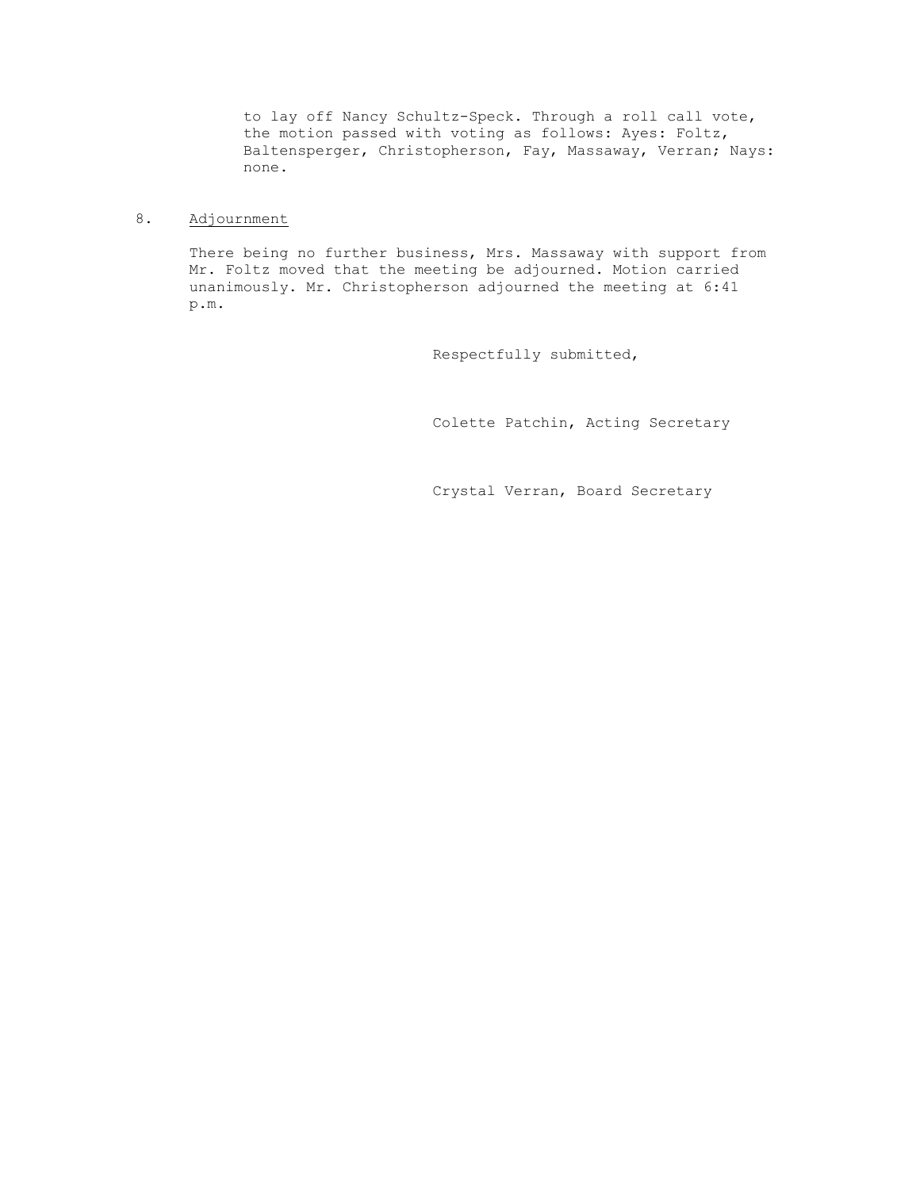to lay off Nancy Schultz-Speck. Through a roll call vote, the motion passed with voting as follows: Ayes: Foltz, Baltensperger, Christopherson, Fay, Massaway, Verran; Nays: none.

8. <u>Adjournment</u>

There being no further business, Mrs. Massaway with support from Mr. Foltz moved that the meeting be adjourned. Motion carried unanimously. Mr. Christopherson adjourned the meeting at 6:41 p.m.

Respectfully submitted,

Colette Patchin, Acting Secretary

Crystal Verran, Board Secretary